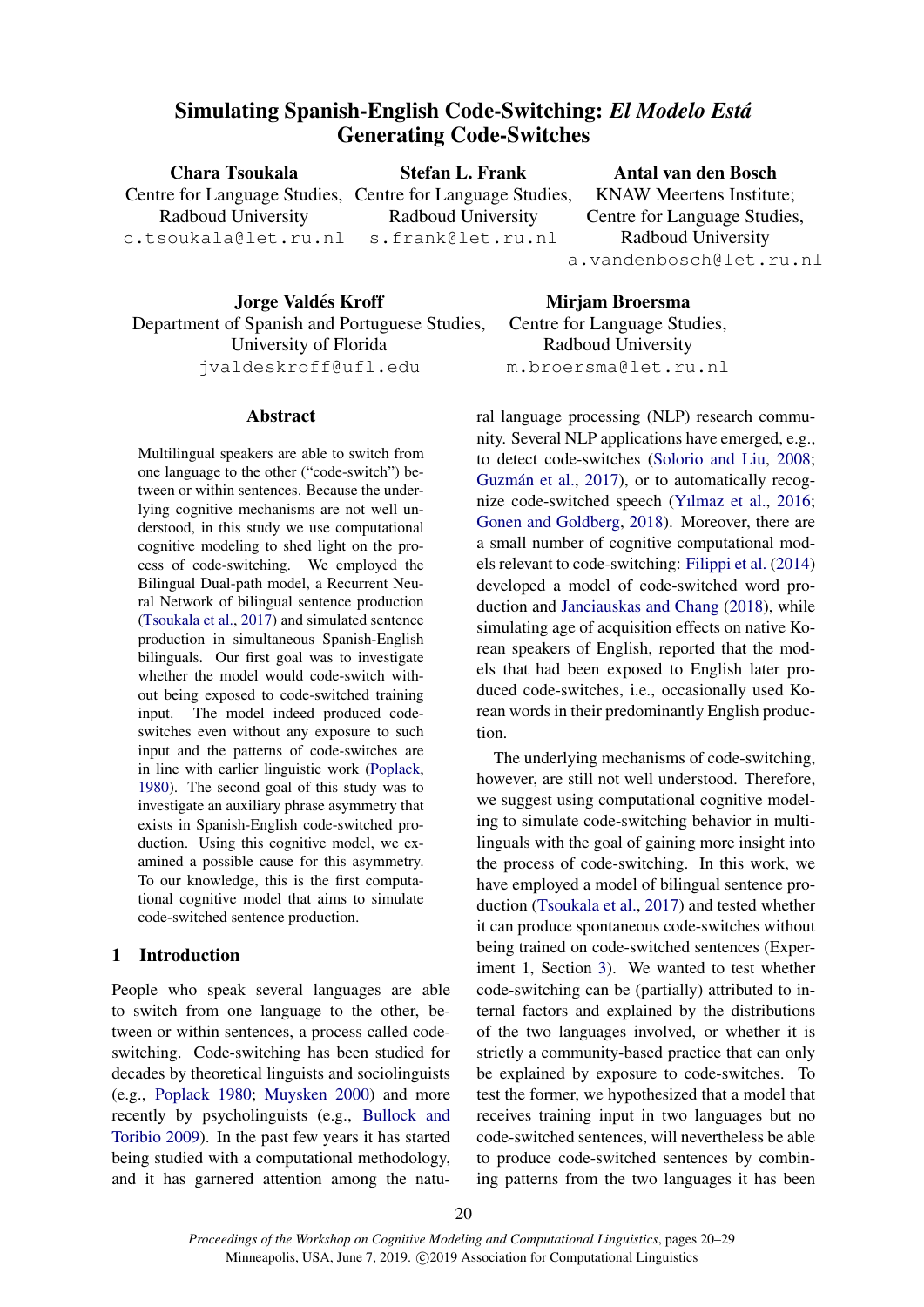# Simulating Spanish-English Code-Switching: *El Modelo Está* Generating Code-Switches

**Chara Tsoukala**
Centre for Language Studies, Radboud University
c.tsoukala@let.ru.nl

**Stefan L. Frank**
Centre for Language Studies, Radboud University
s.frank@let.ru.nl

**Antal van den Bosch**
KNAW Meertens Institute; Centre for Language Studies, Radboud University
a.vandenbosch@let.ru.nl

**Jorge Valdés Kroff**
Department of Spanish and Portuguese Studies, University of Florida
jvaldeskroff@ufl.edu

**Mirjam Broersma**
Centre for Language Studies, Radboud University
m.broersma@let.ru.nl

## Abstract

Multilingual speakers are able to switch from one language to the other ("code-switch") between or within sentences. Because the underlying cognitive mechanisms are not well understood, in this study we use computational cognitive modeling to shed light on the process of code-switching. We employed the Bilingual Dual-path model, a Recurrent Neural Network of bilingual sentence production (Tsoukala et al., 2017) and simulated sentence production in simultaneous Spanish-English bilinguals. Our first goal was to investigate whether the model would code-switch without being exposed to code-switched training input. The model indeed produced code-switches even without any exposure to such input and the patterns of code-switches are in line with earlier linguistic work (Poplack, 1980). The second goal of this study was to investigate an auxiliary phrase asymmetry that exists in Spanish-English code-switched production. Using this cognitive model, we examined a possible cause for this asymmetry. To our knowledge, this is the first computational cognitive model that aims to simulate code-switched sentence production.

## 1 Introduction

People who speak several languages are able to switch from one language to the other, between or within sentences, a process called code-switching. Code-switching has been studied for decades by theoretical linguists and sociolinguists (e.g., Poplack 1980; Muysken 2000) and more recently by psycholinguists (e.g., Bullock and Toribio 2009). In the past few years it has started being studied with a computational methodology, and it has garnered attention among the natural language processing (NLP) research community. Several NLP applications have emerged, e.g., to detect code-switches (Solorio and Liu, 2008; Guzmán et al., 2017), or to automatically recognize code-switched speech (Yılmaz et al., 2016; Gonen and Goldberg, 2018). Moreover, there are a small number of cognitive computational models relevant to code-switching: Filippi et al. (2014) developed a model of code-switched word production and Janciauskas and Chang (2018), while simulating age of acquisition effects on native Korean speakers of English, reported that the models that had been exposed to English later produced code-switches, i.e., occasionally used Korean words in their predominantly English production.

The underlying mechanisms of code-switching, however, are still not well understood. Therefore, we suggest using computational cognitive modeling to simulate code-switching behavior in multilinguals with the goal of gaining more insight into the process of code-switching. In this work, we have employed a model of bilingual sentence production (Tsoukala et al., 2017) and tested whether it can produce spontaneous code-switches without being trained on code-switched sentences (Experiment 1, Section 3). We wanted to test whether code-switching can be (partially) attributed to internal factors and explained by the distributions of the two languages involved, or whether it is strictly a community-based practice that can only be explained by exposure to code-switches. To test the former, we hypothesized that a model that receives training input in two languages but no code-switched sentences, will nevertheless be able to produce code-switched sentences by combining patterns from the two languages it has been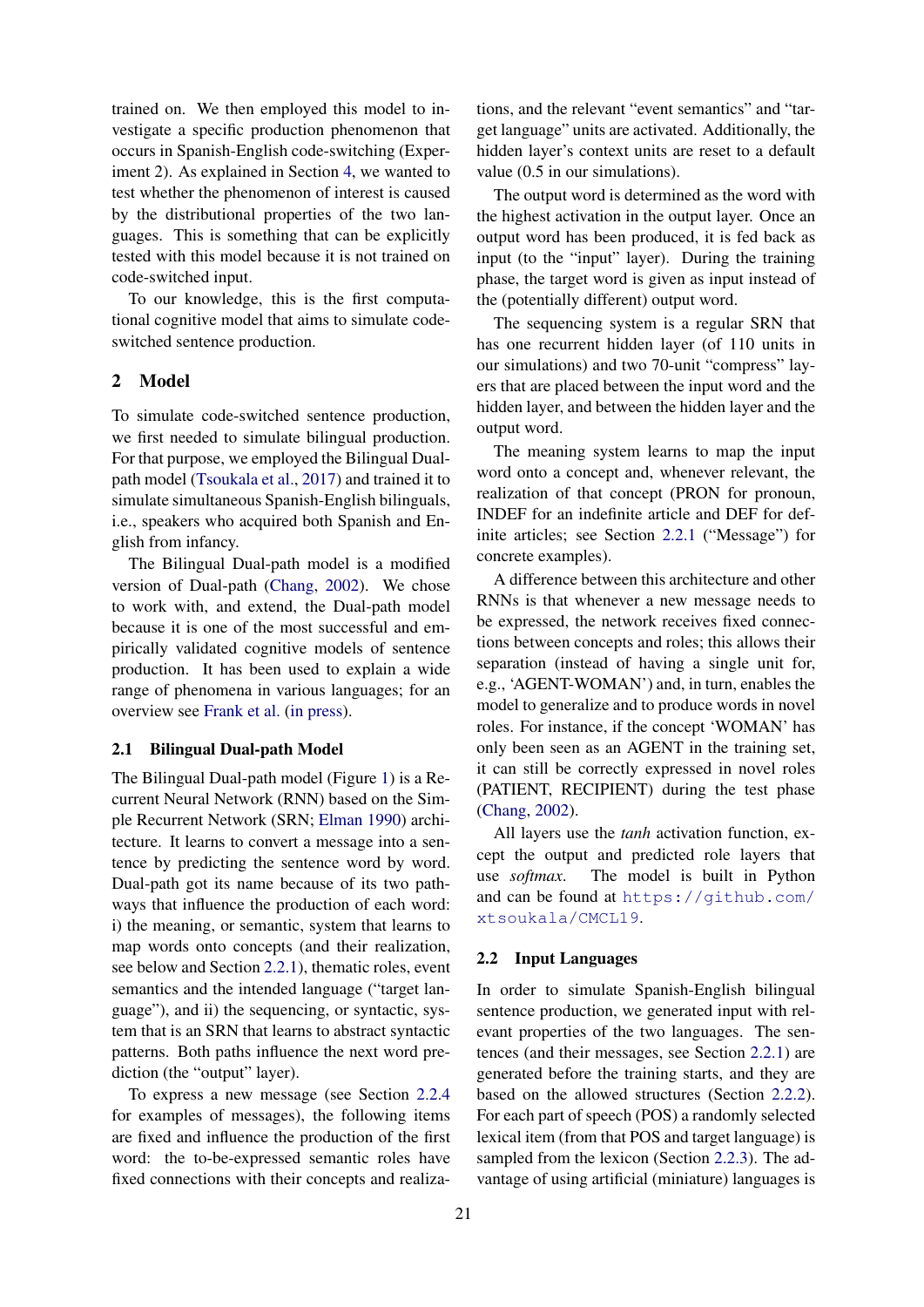trained on. We then employed this model to investigate a specific production phenomenon that occurs in Spanish-English code-switching (Experiment 2). As explained in Section 4, we wanted to test whether the phenomenon of interest is caused by the distributional properties of the two languages. This is something that can be explicitly tested with this model because it is not trained on code-switched input.

To our knowledge, this is the first computational cognitive model that aims to simulate code-switched sentence production.

## 2 Model

To simulate code-switched sentence production, we first needed to simulate bilingual production. For that purpose, we employed the Bilingual Dual-path model (Tsoukala et al., 2017) and trained it to simulate simultaneous Spanish-English bilinguals, i.e., speakers who acquired both Spanish and English from infancy.

The Bilingual Dual-path model is a modified version of Dual-path (Chang, 2002). We chose to work with, and extend, the Dual-path model because it is one of the most successful and empirically validated cognitive models of sentence production. It has been used to explain a wide range of phenomena in various languages; for an overview see Frank et al. (in press).

### 2.1 Bilingual Dual-path Model

The Bilingual Dual-path model (Figure 1) is a Recurrent Neural Network (RNN) based on the Simple Recurrent Network (SRN; Elman 1990) architecture. It learns to convert a message into a sentence by predicting the sentence word by word. Dual-path got its name because of its two pathways that influence the production of each word: i) the meaning, or semantic, system that learns to map words onto concepts (and their realization, see below and Section 2.2.1), thematic roles, event semantics and the intended language ("target language"), and ii) the sequencing, or syntactic, system that is an SRN that learns to abstract syntactic patterns. Both paths influence the next word prediction (the "output" layer).

To express a new message (see Section 2.2.4 for examples of messages), the following items are fixed and influence the production of the first word: the to-be-expressed semantic roles have fixed connections with their concepts and realizations, and the relevant "event semantics" and "target language" units are activated. Additionally, the hidden layer's context units are reset to a default value (0.5 in our simulations).

The output word is determined as the word with the highest activation in the output layer. Once an output word has been produced, it is fed back as input (to the "input" layer). During the training phase, the target word is given as input instead of the (potentially different) output word.

The sequencing system is a regular SRN that has one recurrent hidden layer (of 110 units in our simulations) and two 70-unit "compress" layers that are placed between the input word and the hidden layer, and between the hidden layer and the output word.

The meaning system learns to map the input word onto a concept and, whenever relevant, the realization of that concept (PRON for pronoun, INDEF for an indefinite article and DEF for definite articles; see Section 2.2.1 ("Message") for concrete examples).

A difference between this architecture and other RNNs is that whenever a new message needs to be expressed, the network receives fixed connections between concepts and roles; this allows their separation (instead of having a single unit for, e.g., 'AGENT-WOMAN') and, in turn, enables the model to generalize and to produce words in novel roles. For instance, if the concept 'WOMAN' has only been seen as an AGENT in the training set, it can still be correctly expressed in novel roles (PATIENT, RECIPIENT) during the test phase (Chang, 2002).

All layers use the *tanh* activation function, except the output and predicted role layers that use *softmax*. The model is built in Python and can be found at https://github.com/xtsoukala/CMCL19.

### 2.2 Input Languages

In order to simulate Spanish-English bilingual sentence production, we generated input with relevant properties of the two languages. The sentences (and their messages, see Section 2.2.1) are generated before the training starts, and they are based on the allowed structures (Section 2.2.2). For each part of speech (POS) a randomly selected lexical item (from that POS and target language) is sampled from the lexicon (Section 2.2.3). The advantage of using artificial (miniature) languages is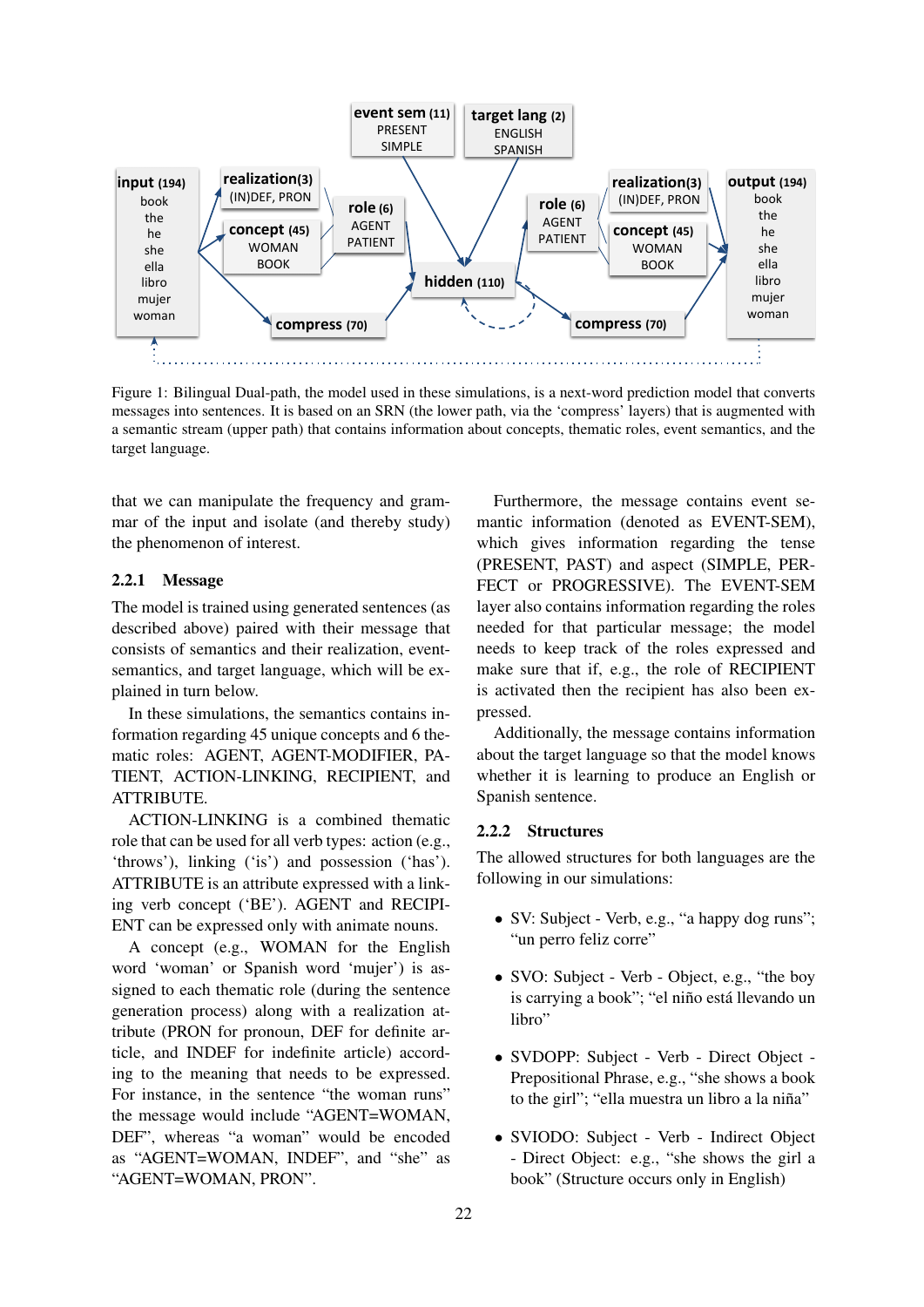Figure 1: Bilingual Dual-path, the model used in these simulations, is a next-word prediction model that converts messages into sentences. It is based on an SRN (the lower path, via the 'compress' layers) that is augmented with a semantic stream (upper path) that contains information about concepts, thematic roles, event semantics, and the target language.

that we can manipulate the frequency and grammar of the input and isolate (and thereby study) the phenomenon of interest.

### 2.2.1 Message

The model is trained using generated sentences (as described above) paired with their message that consists of semantics and their realization, event-semantics, and target language, which will be explained in turn below.

In these simulations, the semantics contains information regarding 45 unique concepts and 6 thematic roles: AGENT, AGENT-MODIFIER, PATIENT, ACTION-LINKING, RECIPIENT, and ATTRIBUTE.

ACTION-LINKING is a combined thematic role that can be used for all verb types: action (e.g., 'throws'), linking ('is') and possession ('has'). ATTRIBUTE is an attribute expressed with a linking verb concept ('BE'). AGENT and RECIPIENT can be expressed only with animate nouns.

A concept (e.g., WOMAN for the English word 'woman' or Spanish word 'mujer') is assigned to each thematic role (during the sentence generation process) along with a realization attribute (PRON for pronoun, DEF for definite article, and INDEF for indefinite article) according to the meaning that needs to be expressed. For instance, in the sentence "the woman runs" the message would include "AGENT=WOMAN, DEF", whereas "a woman" would be encoded as "AGENT=WOMAN, INDEF", and "she" as "AGENT=WOMAN, PRON".

Furthermore, the message contains event semantic information (denoted as EVENT-SEM), which gives information regarding the tense (PRESENT, PAST) and aspect (SIMPLE, PERFECT or PROGRESSIVE). The EVENT-SEM layer also contains information regarding the roles needed for that particular message; the model needs to keep track of the roles expressed and make sure that if, e.g., the role of RECIPIENT is activated then the recipient has also been expressed.

Additionally, the message contains information about the target language so that the model knows whether it is learning to produce an English or Spanish sentence.

### 2.2.2 Structures

The allowed structures for both languages are the following in our simulations:

- SV: Subject - Verb, e.g., "a happy dog runs"; "un perro feliz corre"
- SVO: Subject - Verb - Object, e.g., "the boy is carrying a book"; "el niño está llevando un libro"
- SVDOPP: Subject - Verb - Direct Object - Prepositional Phrase, e.g., "she shows a book to the girl"; "ella muestra un libro a la niña"
- SVIODO: Subject - Verb - Indirect Object - Direct Object: e.g., "she shows the girl a book" (Structure occurs only in English)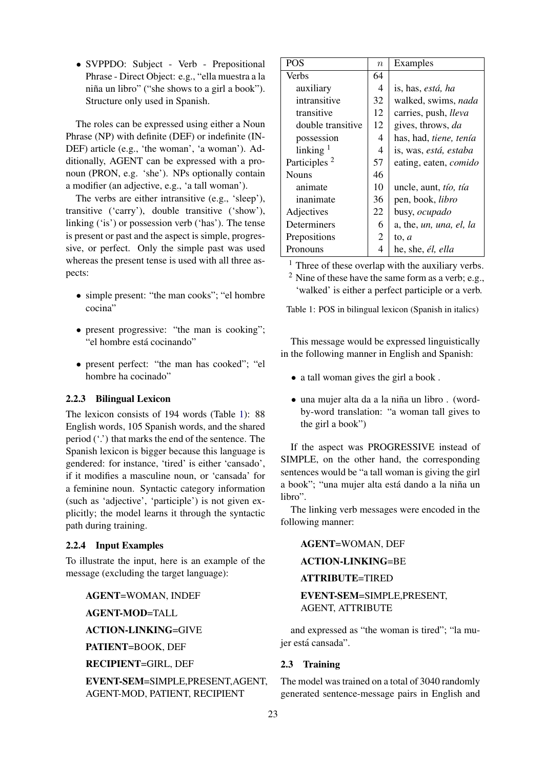- SVPPDO: Subject - Verb - Prepositional Phrase - Direct Object: e.g., "ella muestra a la niña un libro" ("she shows to a girl a book"). Structure only used in Spanish.

The roles can be expressed using either a Noun Phrase (NP) with definite (DEF) or indefinite (INDEF) article (e.g., 'the woman', 'a woman'). Additionally, AGENT can be expressed with a pronoun (PRON, e.g. 'she'). NPs optionally contain a modifier (an adjective, e.g., 'a tall woman').

The verbs are either intransitive (e.g., 'sleep'), transitive ('carry'), double transitive ('show'), linking ('is') or possession verb ('has'). The tense is present or past and the aspect is simple, progressive, or perfect. Only the simple past was used whereas the present tense is used with all three aspects:

- simple present: "the man cooks"; "el hombre cocina"
- present progressive: "the man is cooking"; "el hombre está cocinando"
- present perfect: "the man has cooked"; "el hombre ha cocinado"

#### 2.2.3 Bilingual Lexicon

The lexicon consists of 194 words (Table 1): 88 English words, 105 Spanish words, and the shared period ('.') that marks the end of the sentence. The Spanish lexicon is bigger because this language is gendered: for instance, 'tired' is either 'cansado', if it modifies a masculine noun, or 'cansada' for a feminine noun. Syntactic category information (such as 'adjective', 'participle') is not given explicitly; the model learns it through the syntactic path during training.

| POS | $n$ | Examples |
|---|---|---|
| Verbs | 64 | |
| auxiliary | 4 | is, has, *está, ha* |
| intransitive | 32 | walked, swims, *nada* |
| transitive | 12 | carries, push, *lleva* |
| double transitive | 12 | gives, throws, *da* |
| possession | 4 | has, had, *tiene, tenía* |
| linking [1] | 4 | is, was, *está, estaba* |
| Participles [2] | 57 | eating, eaten, *comido* |
| Nouns | 46 | |
| animate | 10 | uncle, aunt, *tío, tía* |
| inanimate | 36 | pen, book, *libro* |
| Adjectives | 22 | busy, *ocupado* |
| Determiners | 6 | a, the, *un, una, el, la* |
| Prepositions | 2 | to, *a* |
| Pronouns | 4 | he, she, *él, ella* |

[1] Three of these overlap with the auxiliary verbs.
[2] Nine of these have the same form as a verb; e.g., 'walked' is either a perfect participle or a verb.

Table 1: POS in bilingual lexicon (Spanish in italics)

#### 2.2.4 Input Examples

To illustrate the input, here is an example of the message (excluding the target language):

**AGENT**=WOMAN, INDEF

**AGENT-MOD**=TALL

**ACTION-LINKING**=GIVE

**PATIENT**=BOOK, DEF

**RECIPIENT**=GIRL, DEF

**EVENT-SEM**=SIMPLE,PRESENT,AGENT, AGENT-MOD, PATIENT, RECIPIENT

This message would be expressed linguistically in the following manner in English and Spanish:

- a tall woman gives the girl a book .
- una mujer alta da a la niña un libro . (word-by-word translation: "a woman tall gives to the girl a book")

If the aspect was PROGRESSIVE instead of SIMPLE, on the other hand, the corresponding sentences would be "a tall woman is giving the girl a book"; "una mujer alta está dando a la niña un libro".

The linking verb messages were encoded in the following manner:

**AGENT**=WOMAN, DEF

**ACTION-LINKING**=BE

**ATTRIBUTE**=TIRED

**EVENT-SEM**=SIMPLE,PRESENT, AGENT, ATTRIBUTE

and expressed as "the woman is tired"; "la mujer está cansada".

### 2.3 Training

The model was trained on a total of 3040 randomly generated sentence-message pairs in English and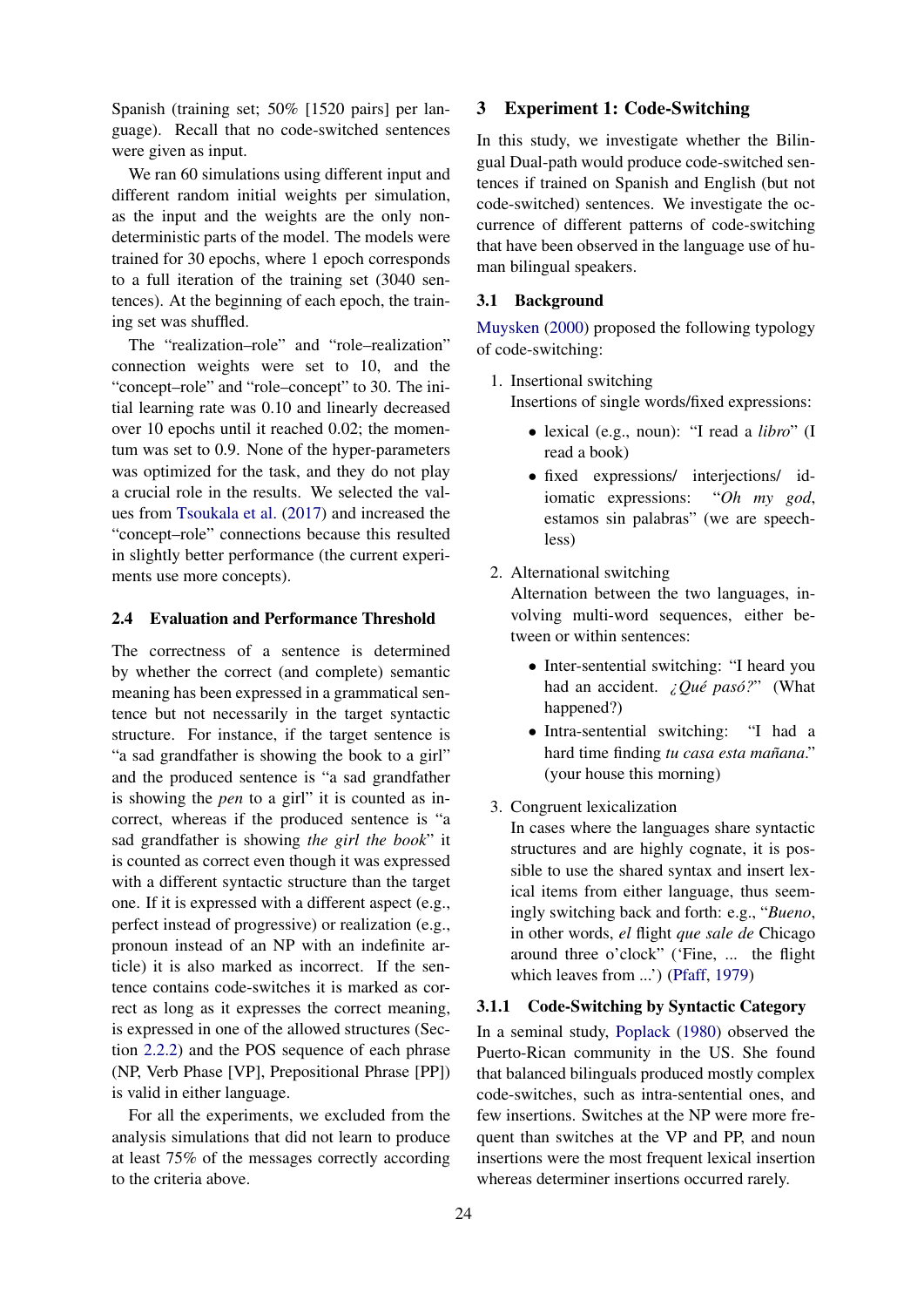Spanish (training set; 50% [1520 pairs] per language). Recall that no code-switched sentences were given as input.

We ran 60 simulations using different input and different random initial weights per simulation, as the input and the weights are the only non-deterministic parts of the model. The models were trained for 30 epochs, where 1 epoch corresponds to a full iteration of the training set (3040 sentences). At the beginning of each epoch, the training set was shuffled.

The "realization–role" and "role–realization" connection weights were set to 10, and the "concept–role" and "role–concept" to 30. The initial learning rate was 0.10 and linearly decreased over 10 epochs until it reached 0.02; the momentum was set to 0.9. None of the hyper-parameters was optimized for the task, and they do not play a crucial role in the results. We selected the values from Tsoukala et al. (2017) and increased the "concept–role" connections because this resulted in slightly better performance (the current experiments use more concepts).

### 2.4 Evaluation and Performance Threshold

The correctness of a sentence is determined by whether the correct (and complete) semantic meaning has been expressed in a grammatical sentence but not necessarily in the target syntactic structure. For instance, if the target sentence is "a sad grandfather is showing the book to a girl" and the produced sentence is "a sad grandfather is showing the *pen* to a girl" it is counted as incorrect, whereas if the produced sentence is "a sad grandfather is showing *the girl the book*" it is counted as correct even though it was expressed with a different syntactic structure than the target one. If it is expressed with a different aspect (e.g., perfect instead of progressive) or realization (e.g., pronoun instead of an NP with an indefinite article) it is also marked as incorrect. If the sentence contains code-switches it is marked as correct as long as it expresses the correct meaning, is expressed in one of the allowed structures (Section 2.2.2) and the POS sequence of each phrase (NP, Verb Phase [VP], Prepositional Phrase [PP]) is valid in either language.

For all the experiments, we excluded from the analysis simulations that did not learn to produce at least 75% of the messages correctly according to the criteria above.

## 3 Experiment 1: Code-Switching

In this study, we investigate whether the Bilingual Dual-path would produce code-switched sentences if trained on Spanish and English (but not code-switched) sentences. We investigate the occurrence of different patterns of code-switching that have been observed in the language use of human bilingual speakers.

### 3.1 Background

Muysken (2000) proposed the following typology of code-switching:

1. Insertional switching
   Insertions of single words/fixed expressions:
   - lexical (e.g., noun): "I read a *libro*" (I read a book)
   - fixed expressions/ interjections/ idiomatic expressions: "*Oh my god*, estamos sin palabras" (we are speechless)
2. Alternational switching
   Alternation between the two languages, involving multi-word sequences, either between or within sentences:
   - Inter-sentential switching: "I heard you had an accident. *¿Qué pasó?*" (What happened?)
   - Intra-sentential switching: "I had a hard time finding *tu casa esta mañana*." (your house this morning)
3. Congruent lexicalization
   In cases where the languages share syntactic structures and are highly cognate, it is possible to use the shared syntax and insert lexical items from either language, thus seemingly switching back and forth: e.g., "*Bueno*, in other words, *el* flight *que sale de* Chicago around three o'clock" ('Fine, ... the flight which leaves from ...') (Pfaff, 1979)

#### 3.1.1 Code-Switching by Syntactic Category

In a seminal study, Poplack (1980) observed the Puerto-Rican community in the US. She found that balanced bilinguals produced mostly complex code-switches, such as intra-sentential ones, and few insertions. Switches at the NP were more frequent than switches at the VP and PP, and noun insertions were the most frequent lexical insertion whereas determiner insertions occurred rarely.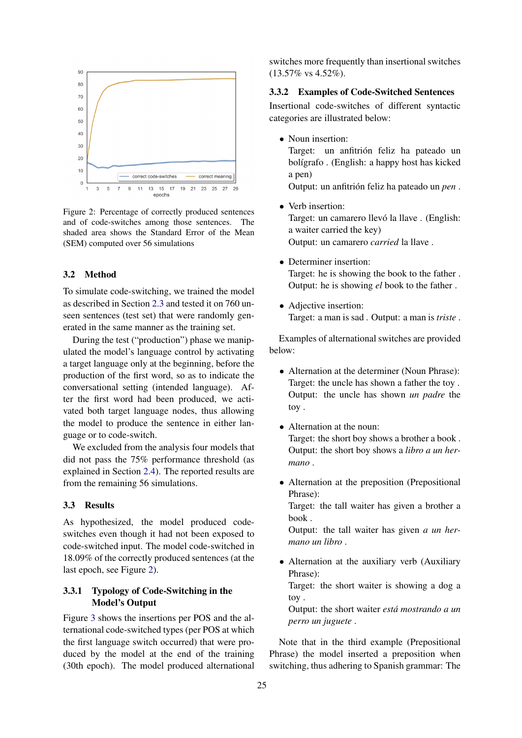Figure 2: Percentage of correctly produced sentences and of code-switches among those sentences. The shaded area shows the Standard Error of the Mean (SEM) computed over 56 simulations

### 3.2 Method

To simulate code-switching, we trained the model as described in Section 2.3 and tested it on 760 unseen sentences (test set) that were randomly generated in the same manner as the training set.

During the test ("production") phase we manipulated the model's language control by activating a target language only at the beginning, before the production of the first word, so as to indicate the conversational setting (intended language). After the first word had been produced, we activated both target language nodes, thus allowing the model to produce the sentence in either language or to code-switch.

We excluded from the analysis four models that did not pass the 75% performance threshold (as explained in Section 2.4). The reported results are from the remaining 56 simulations.

### 3.3 Results

As hypothesized, the model produced code-switches even though it had not been exposed to code-switched input. The model code-switched in 18.09% of the correctly produced sentences (at the last epoch, see Figure 2).

#### 3.3.1 Typology of Code-Switching in the Model's Output

Figure 3 shows the insertions per POS and the alternational code-switched types (per POS at which the first language switch occurred) that were produced by the model at the end of the training (30th epoch). The model produced alternational switches more frequently than insertional switches (13.57% vs 4.52%).

#### 3.3.2 Examples of Code-Switched Sentences

Insertional code-switches of different syntactic categories are illustrated below:

- Noun insertion:
  Target: un anfitrión feliz ha pateado un bolígrafo . (English: a happy host has kicked a pen)
  Output: un anfitrión feliz ha pateado un *pen* .
- Verb insertion:
  Target: un camarero llevó la llave . (English: a waiter carried the key)
  Output: un camarero *carried* la llave .
- Determiner insertion:
  Target: he is showing the book to the father .
  Output: he is showing *el* book to the father .
- Adjective insertion:
  Target: a man is sad . Output: a man is *triste* .

Examples of alternational switches are provided below:

- Alternation at the determiner (Noun Phrase):
  Target: the uncle has shown a father the toy .
  Output: the uncle has shown *un padre* the toy .
- Alternation at the noun:
  Target: the short boy shows a brother a book .
  Output: the short boy shows a *libro a un hermano* .
- Alternation at the preposition (Prepositional Phrase):
  Target: the tall waiter has given a brother a book .
  Output: the tall waiter has given *a un hermano un libro* .
- Alternation at the auxiliary verb (Auxiliary Phrase):
  Target: the short waiter is showing a dog a toy .
  Output: the short waiter *está mostrando a un perro un juguete* .

Note that in the third example (Prepositional Phrase) the model inserted a preposition when switching, thus adhering to Spanish grammar: The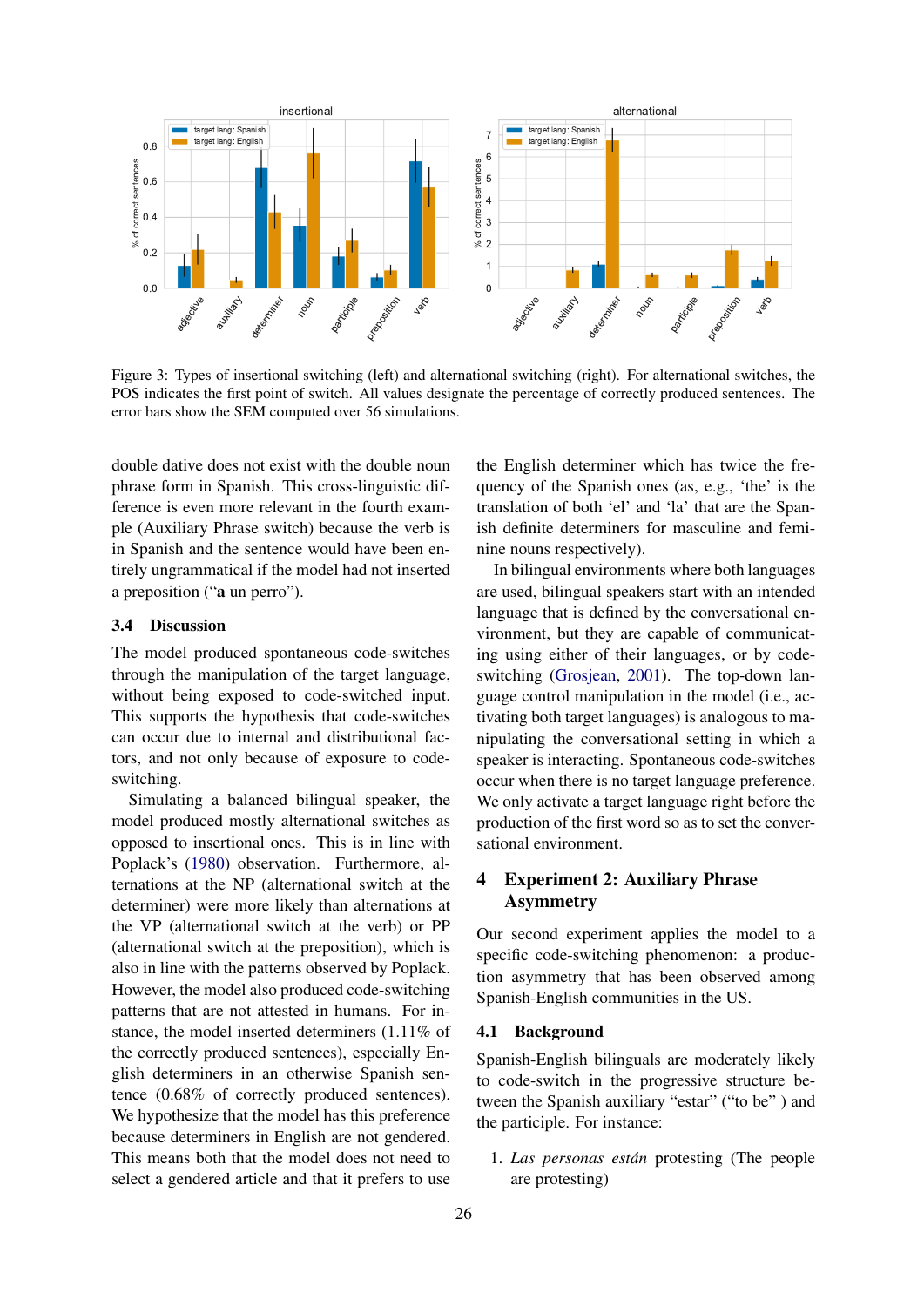Figure 3: Types of insertional switching (left) and alternational switching (right). For alternational switches, the POS indicates the first point of switch. All values designate the percentage of correctly produced sentences. The error bars show the SEM computed over 56 simulations.

double dative does not exist with the double noun phrase form in Spanish. This cross-linguistic difference is even more relevant in the fourth example (Auxiliary Phrase switch) because the verb is in Spanish and the sentence would have been entirely ungrammatical if the model had not inserted a preposition ("**a** un perro").

### 3.4 Discussion

The model produced spontaneous code-switches through the manipulation of the target language, without being exposed to code-switched input. This supports the hypothesis that code-switches can occur due to internal and distributional factors, and not only because of exposure to code-switching.

Simulating a balanced bilingual speaker, the model produced mostly alternational switches as opposed to insertional ones. This is in line with Poplack's (1980) observation. Furthermore, alternations at the NP (alternational switch at the determiner) were more likely than alternations at the VP (alternational switch at the verb) or PP (alternational switch at the preposition), which is also in line with the patterns observed by Poplack. However, the model also produced code-switching patterns that are not attested in humans. For instance, the model inserted determiners (1.11% of the correctly produced sentences), especially English determiners in an otherwise Spanish sentence (0.68% of correctly produced sentences). We hypothesize that the model has this preference because determiners in English are not gendered. This means both that the model does not need to select a gendered article and that it prefers to use the English determiner which has twice the frequency of the Spanish ones (as, e.g., 'the' is the translation of both 'el' and 'la' that are the Spanish definite determiners for masculine and feminine nouns respectively).

In bilingual environments where both languages are used, bilingual speakers start with an intended language that is defined by the conversational environment, but they are capable of communicating using either of their languages, or by code-switching (Grosjean, 2001). The top-down language control manipulation in the model (i.e., activating both target languages) is analogous to manipulating the conversational setting in which a speaker is interacting. Spontaneous code-switches occur when there is no target language preference. We only activate a target language right before the production of the first word so as to set the conversational environment.

## 4 Experiment 2: Auxiliary Phrase Asymmetry

Our second experiment applies the model to a specific code-switching phenomenon: a production asymmetry that has been observed among Spanish-English communities in the US.

### 4.1 Background

Spanish-English bilinguals are moderately likely to code-switch in the progressive structure between the Spanish auxiliary "estar" ("to be") and the participle. For instance:

1. *Las personas están* protesting (The people are protesting)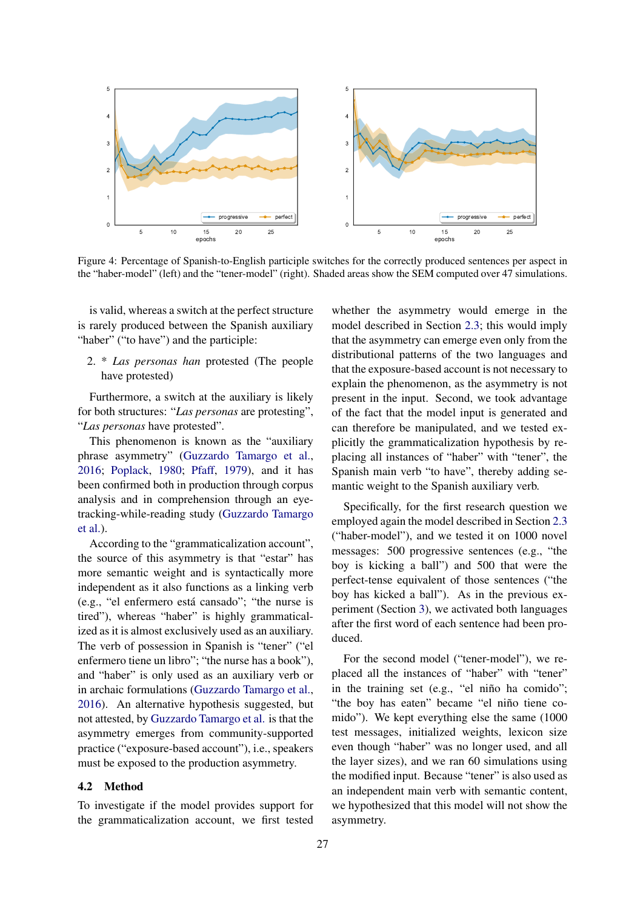Figure 4: Percentage of Spanish-to-English participle switches for the correctly produced sentences per aspect in the "haber-model" (left) and the "tener-model" (right). Shaded areas show the SEM computed over 47 simulations.

is valid, whereas a switch at the perfect structure is rarely produced between the Spanish auxiliary "haber" ("to have") and the participle:

2. * *Las personas han* protested (The people have protested)

Furthermore, a switch at the auxiliary is likely for both structures: "*Las personas* are protesting", "*Las personas* have protested".

This phenomenon is known as the "auxiliary phrase asymmetry" (Guzzardo Tamargo et al., 2016; Poplack, 1980; Pfaff, 1979), and it has been confirmed both in production through corpus analysis and in comprehension through an eye-tracking-while-reading study (Guzzardo Tamargo et al.).

According to the "grammaticalization account", the source of this asymmetry is that "estar" has more semantic weight and is syntactically more independent as it also functions as a linking verb (e.g., "el enfermero está cansado"; "the nurse is tired"), whereas "haber" is highly grammaticalized as it is almost exclusively used as an auxiliary. The verb of possession in Spanish is "tener" ("el enfermero tiene un libro"; "the nurse has a book"), and "haber" is only used as an auxiliary verb or in archaic formulations (Guzzardo Tamargo et al., 2016). An alternative hypothesis suggested, but not attested, by Guzzardo Tamargo et al. is that the asymmetry emerges from community-supported practice ("exposure-based account"), i.e., speakers must be exposed to the production asymmetry.

## 4.2 Method

To investigate if the model provides support for the grammaticalization account, we first tested whether the asymmetry would emerge in the model described in Section 2.3; this would imply that the asymmetry can emerge even only from the distributional patterns of the two languages and that the exposure-based account is not necessary to explain the phenomenon, as the asymmetry is not present in the input. Second, we took advantage of the fact that the model input is generated and can therefore be manipulated, and we tested explicitly the grammaticalization hypothesis by replacing all instances of "haber" with "tener", the Spanish main verb "to have", thereby adding semantic weight to the Spanish auxiliary verb.

Specifically, for the first research question we employed again the model described in Section 2.3 ("haber-model"), and we tested it on 1000 novel messages: 500 progressive sentences (e.g., "the boy is kicking a ball") and 500 that were the perfect-tense equivalent of those sentences ("the boy has kicked a ball"). As in the previous experiment (Section 3), we activated both languages after the first word of each sentence had been produced.

For the second model ("tener-model"), we replaced all the instances of "haber" with "tener" in the training set (e.g., "el niño ha comido"; "the boy has eaten" became "el niño tiene comido"). We kept everything else the same (1000 test messages, initialized weights, lexicon size even though "haber" was no longer used, and all the layer sizes), and we ran 60 simulations using the modified input. Because "tener" is also used as an independent main verb with semantic content, we hypothesized that this model will not show the asymmetry.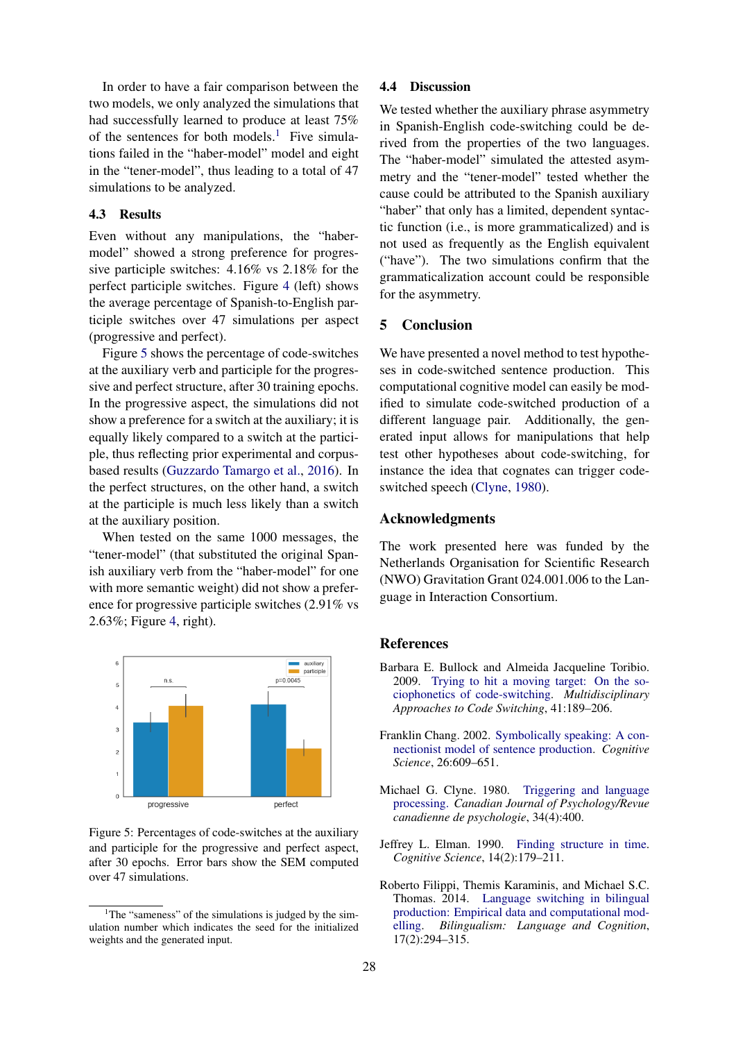In order to have a fair comparison between the two models, we only analyzed the simulations that had successfully learned to produce at least 75% of the sentences for both models.[1] Five simulations failed in the "haber-model" model and eight in the "tener-model", thus leading to a total of 47 simulations to be analyzed.

### 4.3 Results

Even without any manipulations, the "haber-model" showed a strong preference for progressive participle switches: 4.16% vs 2.18% for the perfect participle switches. Figure 4 (left) shows the average percentage of Spanish-to-English participle switches over 47 simulations per aspect (progressive and perfect).

Figure 5 shows the percentage of code-switches at the auxiliary verb and participle for the progressive and perfect structure, after 30 training epochs. In the progressive aspect, the simulations did not show a preference for a switch at the auxiliary; it is equally likely compared to a switch at the participle, thus reflecting prior experimental and corpus-based results (Guzzardo Tamargo et al., 2016). In the perfect structures, on the other hand, a switch at the participle is much less likely than a switch at the auxiliary position.

When tested on the same 1000 messages, the "tener-model" (that substituted the original Spanish auxiliary verb from the "haber-model" for one with more semantic weight) did not show a preference for progressive participle switches (2.91% vs 2.63%; Figure 4, right).

Figure 5: Percentages of code-switches at the auxiliary and participle for the progressive and perfect aspect, after 30 epochs. Error bars show the SEM computed over 47 simulations.

[1] The "sameness" of the simulations is judged by the simulation number which indicates the seed for the initialized weights and the generated input.

### 4.4 Discussion

We tested whether the auxiliary phrase asymmetry in Spanish-English code-switching could be derived from the properties of the two languages. The "haber-model" simulated the attested asymmetry and the "tener-model" tested whether the cause could be attributed to the Spanish auxiliary "haber" that only has a limited, dependent syntactic function (i.e., is more grammaticalized) and is not used as frequently as the English equivalent ("have"). The two simulations confirm that the grammaticalization account could be responsible for the asymmetry.

## 5 Conclusion

We have presented a novel method to test hypotheses in code-switched sentence production. This computational cognitive model can easily be modified to simulate code-switched production of a different language pair. Additionally, the generated input allows for manipulations that help test other hypotheses about code-switching, for instance the idea that cognates can trigger code-switched speech (Clyne, 1980).

## Acknowledgments

The work presented here was funded by the Netherlands Organisation for Scientific Research (NWO) Gravitation Grant 024.001.006 to the Language in Interaction Consortium.

## References

Barbara E. Bullock and Almeida Jacqueline Toribio. 2009. Trying to hit a moving target: On the sociophonetics of code-switching. *Multidisciplinary Approaches to Code Switching*, 41:189–206.

Franklin Chang. 2002. Symbolically speaking: A connectionist model of sentence production. *Cognitive Science*, 26:609–651.

Michael G. Clyne. 1980. Triggering and language processing. *Canadian Journal of Psychology/Revue canadienne de psychologie*, 34(4):400.

Jeffrey L. Elman. 1990. Finding structure in time. *Cognitive Science*, 14(2):179–211.

Roberto Filippi, Themis Karaminis, and Michael S.C. Thomas. 2014. Language switching in bilingual production: Empirical data and computational modelling. *Bilingualism: Language and Cognition*, 17(2):294–315.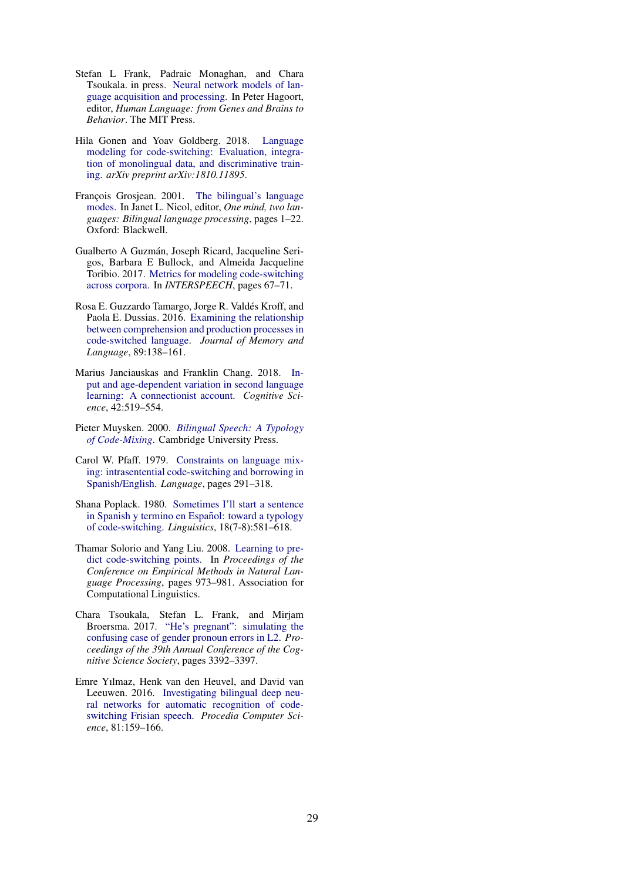Stefan L Frank, Padraic Monaghan, and Chara Tsoukala. in press. Neural network models of language acquisition and processing. In Peter Hagoort, editor, *Human Language: from Genes and Brains to Behavior*. The MIT Press.

Hila Gonen and Yoav Goldberg. 2018. Language modeling for code-switching: Evaluation, integration of monolingual data, and discriminative training. *arXiv preprint arXiv:1810.11895*.

François Grosjean. 2001. The bilingual's language modes. In Janet L. Nicol, editor, *One mind, two languages: Bilingual language processing*, pages 1–22. Oxford: Blackwell.

Gualberto A Guzmán, Joseph Ricard, Jacqueline Serigos, Barbara E Bullock, and Almeida Jacqueline Toribio. 2017. Metrics for modeling code-switching across corpora. In *INTERSPEECH*, pages 67–71.

Rosa E. Guzzardo Tamargo, Jorge R. Valdés Kroff, and Paola E. Dussias. 2016. Examining the relationship between comprehension and production processes in code-switched language. *Journal of Memory and Language*, 89:138–161.

Marius Janciauskas and Franklin Chang. 2018. Input and age-dependent variation in second language learning: A connectionist account. *Cognitive Science*, 42:519–554.

Pieter Muysken. 2000. *Bilingual Speech: A Typology of Code-Mixing*. Cambridge University Press.

Carol W. Pfaff. 1979. Constraints on language mixing: intrasentential code-switching and borrowing in Spanish/English. *Language*, pages 291–318.

Shana Poplack. 1980. Sometimes I'll start a sentence in Spanish y termino en Español: toward a typology of code-switching. *Linguistics*, 18(7-8):581–618.

Thamar Solorio and Yang Liu. 2008. Learning to predict code-switching points. In *Proceedings of the Conference on Empirical Methods in Natural Language Processing*, pages 973–981. Association for Computational Linguistics.

Chara Tsoukala, Stefan L. Frank, and Mirjam Broersma. 2017. "He's pregnant": simulating the confusing case of gender pronoun errors in L2. *Proceedings of the 39th Annual Conference of the Cognitive Science Society*, pages 3392–3397.

Emre Yılmaz, Henk van den Heuvel, and David van Leeuwen. 2016. Investigating bilingual deep neural networks for automatic recognition of code-switching Frisian speech. *Procedia Computer Science*, 81:159–166.